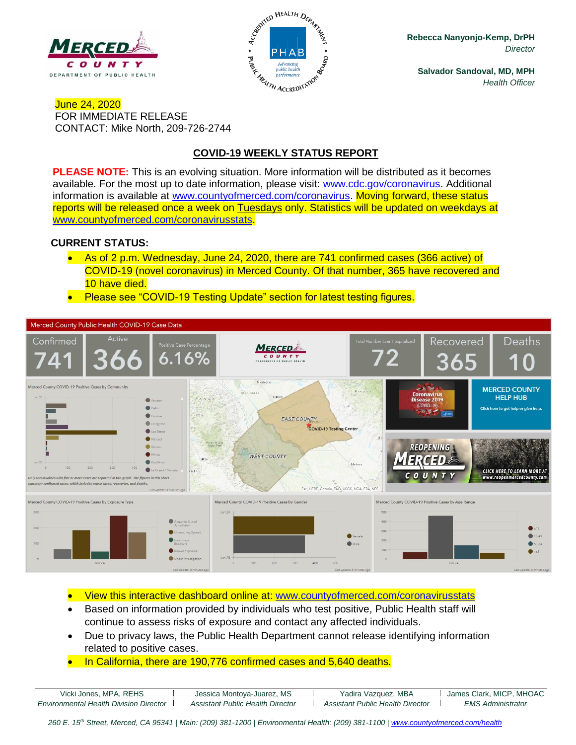MERCED COUNTY
DEPARTMENT OF PUBLIC HEALTH

**Rebecca Nanyonjo-Kemp, DrPH**
*Director*

**Salvador Sandoval, MD, MPH**
*Health Officer*

June 24, 2020
FOR IMMEDIATE RELEASE
CONTACT: Mike North, 209-726-2744

## COVID-19 WEEKLY STATUS REPORT

**PLEASE NOTE:** This is an evolving situation. More information will be distributed as it becomes available. For the most up to date information, please visit: www.cdc.gov/coronavirus. Additional information is available at www.countyofmerced.com/coronavirus. Moving forward, these status reports will be released once a week on Tuesdays only. Statistics will be updated on weekdays at www.countyofmerced.com/coronavirusstats.

**CURRENT STATUS:**

- As of 2 p.m. Wednesday, June 24, 2020, there are 741 confirmed cases (366 active) of COVID-19 (novel coronavirus) in Merced County. Of that number, 365 have recovered and 10 have died.
- Please see "COVID-19 Testing Update" section for latest testing figures.

Merced County Public Health COVID-19 Case Data

| Confirmed | Active | Positive Case Percentage | Total Number Ever Hospitalized | Recovered | Deaths |
|---|---|---|---|---|---|
| 741 | 366 | 6.16% | 72 | 365 | 10 |

- View this interactive dashboard online at: www.countyofmerced.com/coronavirusstats
- Based on information provided by individuals who test positive, Public Health staff will continue to assess risks of exposure and contact any affected individuals.
- Due to privacy laws, the Public Health Department cannot release identifying information related to positive cases.
- In California, there are 190,776 confirmed cases and 5,640 deaths.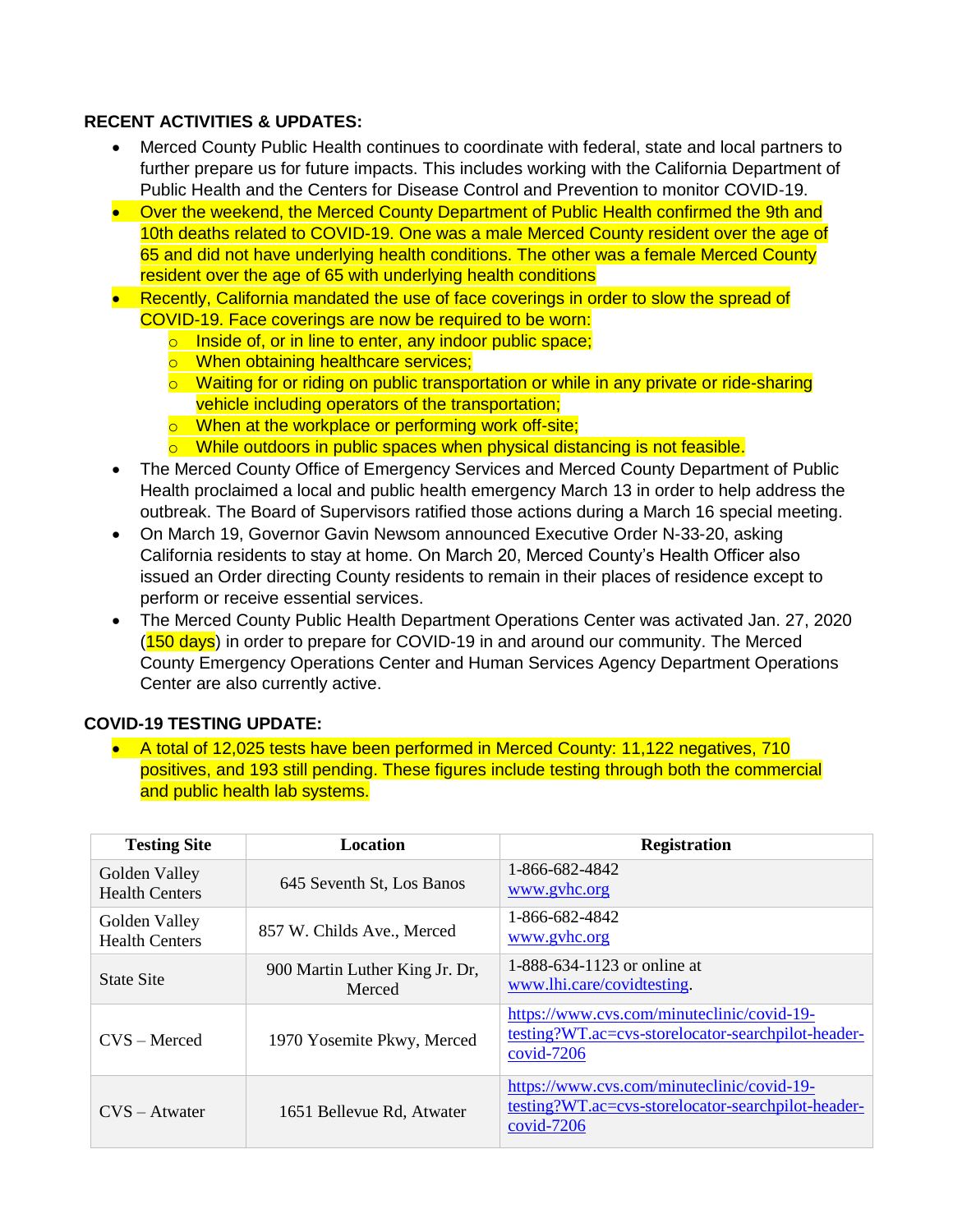**RECENT ACTIVITIES & UPDATES:**

- Merced County Public Health continues to coordinate with federal, state and local partners to further prepare us for future impacts. This includes working with the California Department of Public Health and the Centers for Disease Control and Prevention to monitor COVID-19.
- Over the weekend, the Merced County Department of Public Health confirmed the 9th and 10th deaths related to COVID-19. One was a male Merced County resident over the age of 65 and did not have underlying health conditions. The other was a female Merced County resident over the age of 65 with underlying health conditions
- Recently, California mandated the use of face coverings in order to slow the spread of COVID-19. Face coverings are now be required to be worn:
  - Inside of, or in line to enter, any indoor public space;
  - When obtaining healthcare services;
  - Waiting for or riding on public transportation or while in any private or ride-sharing vehicle including operators of the transportation;
  - When at the workplace or performing work off-site;
  - While outdoors in public spaces when physical distancing is not feasible.
- The Merced County Office of Emergency Services and Merced County Department of Public Health proclaimed a local and public health emergency March 13 in order to help address the outbreak. The Board of Supervisors ratified those actions during a March 16 special meeting.
- On March 19, Governor Gavin Newsom announced Executive Order N-33-20, asking California residents to stay at home. On March 20, Merced County's Health Officer also issued an Order directing County residents to remain in their places of residence except to perform or receive essential services.
- The Merced County Public Health Department Operations Center was activated Jan. 27, 2020 (150 days) in order to prepare for COVID-19 in and around our community. The Merced County Emergency Operations Center and Human Services Agency Department Operations Center are also currently active.

**COVID-19 TESTING UPDATE:**

- A total of 12,025 tests have been performed in Merced County: 11,122 negatives, 710 positives, and 193 still pending. These figures include testing through both the commercial and public health lab systems.

| Testing Site | Location | Registration |
|---|---|---|
| Golden Valley Health Centers | 645 Seventh St, Los Banos | 1-866-682-4842 www.gvhc.org |
| Golden Valley Health Centers | 857 W. Childs Ave., Merced | 1-866-682-4842 www.gvhc.org |
| State Site | 900 Martin Luther King Jr. Dr, Merced | 1-888-634-1123 or online at www.lhi.care/covidtesting. |
| CVS – Merced | 1970 Yosemite Pkwy, Merced | https://www.cvs.com/minuteclinic/covid-19-testing?WT.ac=cvs-storelocator-searchpilot-header-covid-7206 |
| CVS – Atwater | 1651 Bellevue Rd, Atwater | https://www.cvs.com/minuteclinic/covid-19-testing?WT.ac=cvs-storelocator-searchpilot-header-covid-7206 |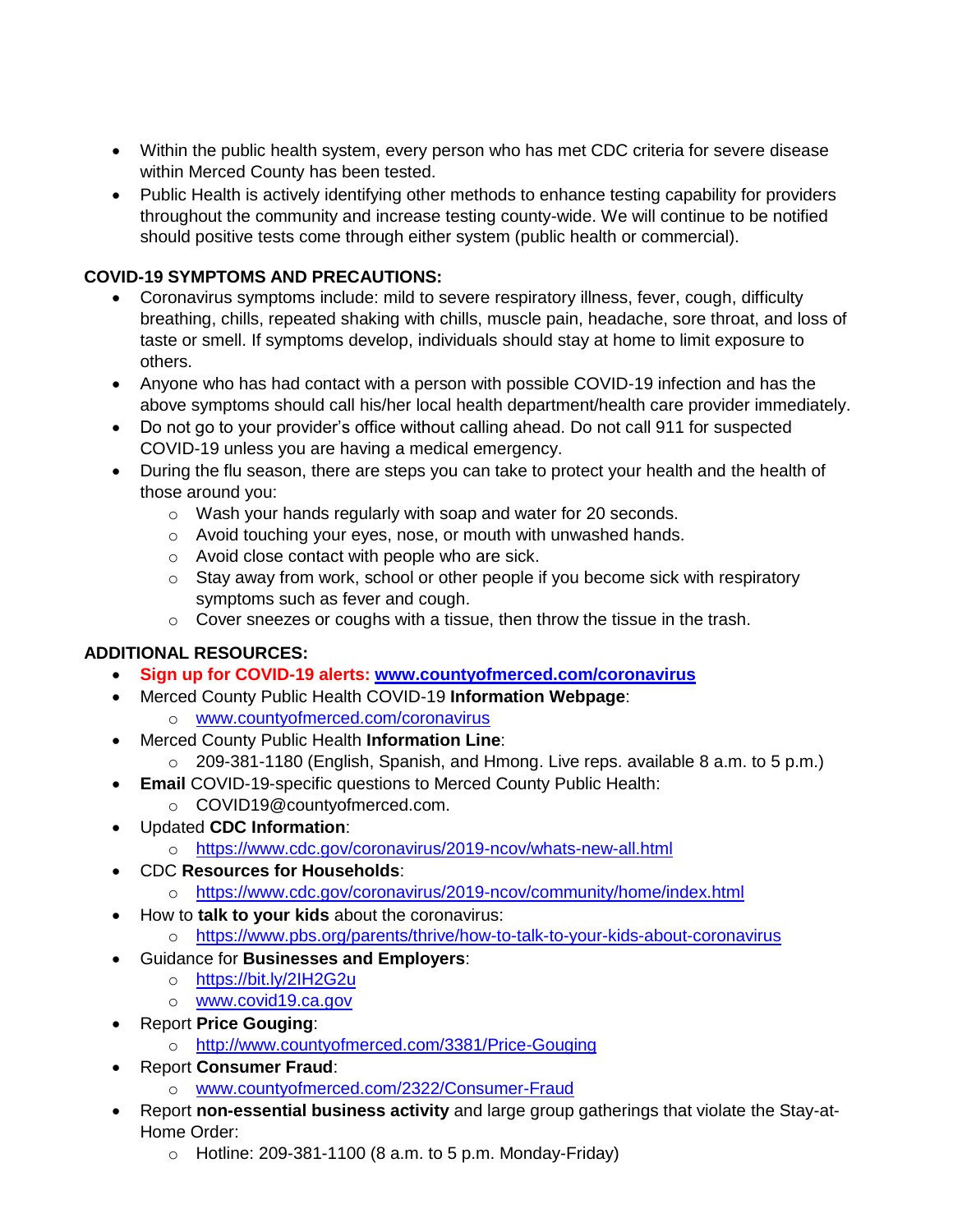- Within the public health system, every person who has met CDC criteria for severe disease within Merced County has been tested.
- Public Health is actively identifying other methods to enhance testing capability for providers throughout the community and increase testing county-wide. We will continue to be notified should positive tests come through either system (public health or commercial).

**COVID-19 SYMPTOMS AND PRECAUTIONS:**

- Coronavirus symptoms include: mild to severe respiratory illness, fever, cough, difficulty breathing, chills, repeated shaking with chills, muscle pain, headache, sore throat, and loss of taste or smell. If symptoms develop, individuals should stay at home to limit exposure to others.
- Anyone who has had contact with a person with possible COVID-19 infection and has the above symptoms should call his/her local health department/health care provider immediately.
- Do not go to your provider's office without calling ahead. Do not call 911 for suspected COVID-19 unless you are having a medical emergency.
- During the flu season, there are steps you can take to protect your health and the health of those around you:
  - Wash your hands regularly with soap and water for 20 seconds.
  - Avoid touching your eyes, nose, or mouth with unwashed hands.
  - Avoid close contact with people who are sick.
  - Stay away from work, school or other people if you become sick with respiratory symptoms such as fever and cough.
  - Cover sneezes or coughs with a tissue, then throw the tissue in the trash.

**ADDITIONAL RESOURCES:**

- **Sign up for COVID-19 alerts: www.countyofmerced.com/coronavirus**
- Merced County Public Health COVID-19 **Information Webpage**:
  - www.countyofmerced.com/coronavirus
- Merced County Public Health **Information Line**:
  - 209-381-1180 (English, Spanish, and Hmong. Live reps. available 8 a.m. to 5 p.m.)
- **Email** COVID-19-specific questions to Merced County Public Health:
  - COVID19@countyofmerced.com.
- Updated **CDC Information**:
  - https://www.cdc.gov/coronavirus/2019-ncov/whats-new-all.html
- CDC **Resources for Households**:
  - https://www.cdc.gov/coronavirus/2019-ncov/community/home/index.html
- How to **talk to your kids** about the coronavirus:
  - https://www.pbs.org/parents/thrive/how-to-talk-to-your-kids-about-coronavirus
- Guidance for **Businesses and Employers**:
  - https://bit.ly/2IH2G2u
  - www.covid19.ca.gov
- Report **Price Gouging**:
  - http://www.countyofmerced.com/3381/Price-Gouging
- Report **Consumer Fraud**:
  - www.countyofmerced.com/2322/Consumer-Fraud
- Report **non-essential business activity** and large group gatherings that violate the Stay-at-Home Order:
  - Hotline: 209-381-1100 (8 a.m. to 5 p.m. Monday-Friday)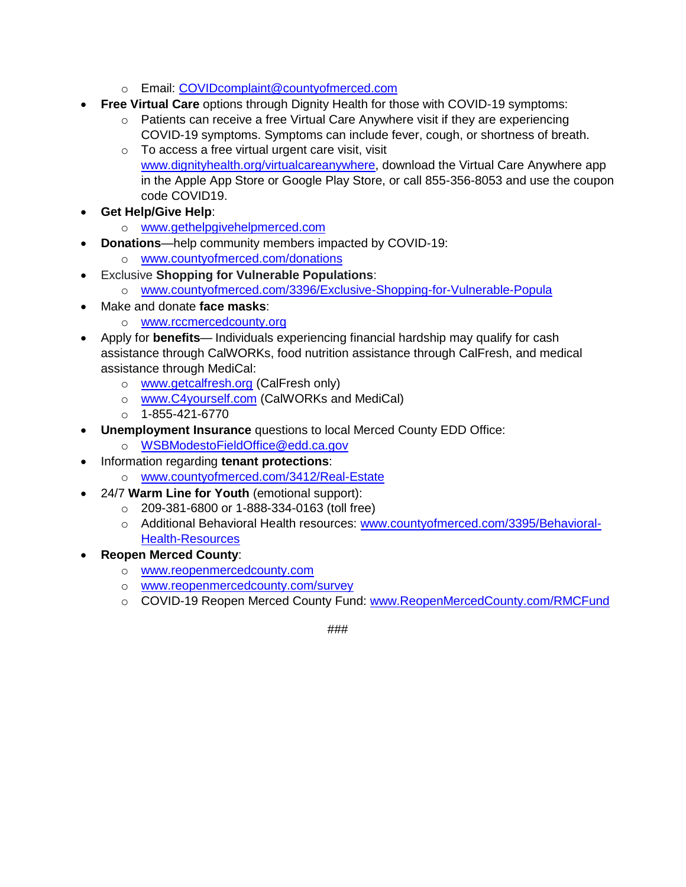- Email: COVIDcomplaint@countyofmerced.com
- **Free Virtual Care** options through Dignity Health for those with COVID-19 symptoms:
  - Patients can receive a free Virtual Care Anywhere visit if they are experiencing COVID-19 symptoms. Symptoms can include fever, cough, or shortness of breath.
  - To access a free virtual urgent care visit, visit www.dignityhealth.org/virtualcareanywhere, download the Virtual Care Anywhere app in the Apple App Store or Google Play Store, or call 855-356-8053 and use the coupon code COVID19.
- **Get Help/Give Help**:
  - www.gethelpgivehelpmerced.com
- **Donations**—help community members impacted by COVID-19:
  - www.countyofmerced.com/donations
- Exclusive **Shopping for Vulnerable Populations**:
  - www.countyofmerced.com/3396/Exclusive-Shopping-for-Vulnerable-Popula
- Make and donate **face masks**:
  - www.rccmercedcounty.org
- Apply for **benefits**— Individuals experiencing financial hardship may qualify for cash assistance through CalWORKs, food nutrition assistance through CalFresh, and medical assistance through MediCal:
  - www.getcalfresh.org (CalFresh only)
  - www.C4yourself.com (CalWORKs and MediCal)
  - 1-855-421-6770
- **Unemployment Insurance** questions to local Merced County EDD Office:
  - WSBModestoFieldOffice@edd.ca.gov
- Information regarding **tenant protections**:
  - www.countyofmerced.com/3412/Real-Estate
- 24/7 **Warm Line for Youth** (emotional support):
  - 209-381-6800 or 1-888-334-0163 (toll free)
  - Additional Behavioral Health resources: www.countyofmerced.com/3395/Behavioral-Health-Resources
- **Reopen Merced County**:
  - www.reopenmercedcounty.com
  - www.reopenmercedcounty.com/survey
  - COVID-19 Reopen Merced County Fund: www.ReopenMercedCounty.com/RMCFund

###